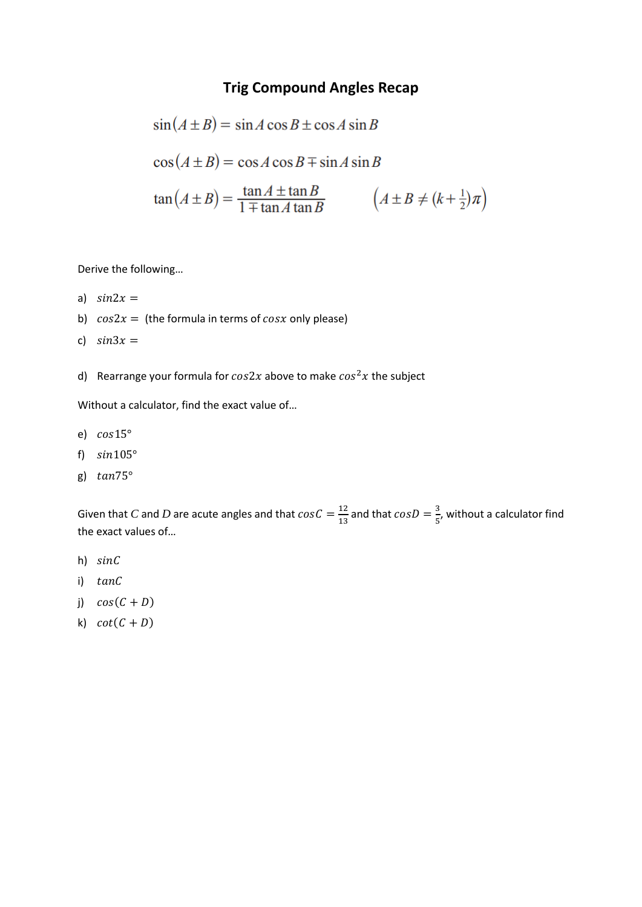# Trig Compound Angles Recap

$$\sin(A \pm B) = \sin A \cos B \pm \cos A \sin B$$

$$\cos(A \pm B) = \cos A \cos B \mp \sin A \sin B$$

$$\tan(A \pm B) = \frac{\tan A \pm \tan B}{1 \mp \tan A \tan B} \qquad \left(A \pm B \neq (k + \tfrac{1}{2})\pi\right)$$

Derive the following…

a) $sin2x =$

b) $cos2x =$ (the formula in terms of $cosx$ only please)

c) $sin3x =$

d) Rearrange your formula for $cos2x$ above to make $cos^2x$ the subject

Without a calculator, find the exact value of…

e) $cos15°$

f) $sin105°$

g) $tan75°$

Given that $C$ and $D$ are acute angles and that $cosC = \frac{12}{13}$ and that $cosD = \frac{3}{5}$, without a calculator find the exact values of…

h) $sinC$

i) $tanC$

j) $cos(C + D)$

k) $cot(C + D)$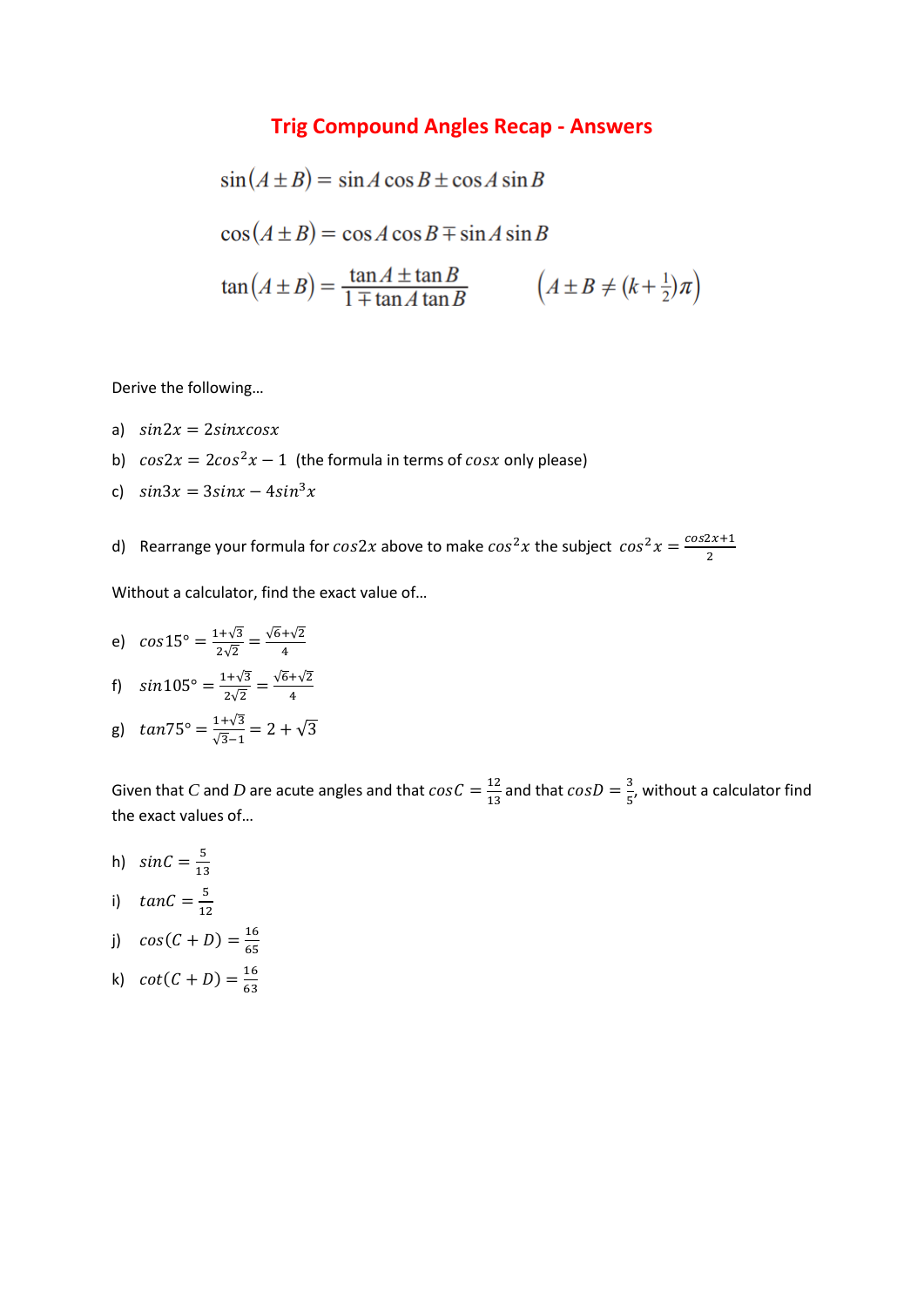# Trig Compound Angles Recap - Answers

$$\sin(A \pm B) = \sin A \cos B \pm \cos A \sin B$$

$$\cos(A \pm B) = \cos A \cos B \mp \sin A \sin B$$

$$\tan(A \pm B) = \frac{\tan A \pm \tan B}{1 \mp \tan A \tan B} \qquad \left(A \pm B \neq (k + \tfrac{1}{2})\pi\right)$$

Derive the following…

a) $sin2x = 2sinxcosx$

b) $cos2x = 2cos^2x - 1$ (the formula in terms of $cosx$ only please)

c) $sin3x = 3sinx - 4sin^3x$

d) Rearrange your formula for $cos2x$ above to make $cos^2x$ the subject $cos^2x = \frac{cos2x+1}{2}$

Without a calculator, find the exact value of…

e) $cos15° = \frac{1+\sqrt{3}}{2\sqrt{2}} = \frac{\sqrt{6}+\sqrt{2}}{4}$

f) $sin105° = \frac{1+\sqrt{3}}{2\sqrt{2}} = \frac{\sqrt{6}+\sqrt{2}}{4}$

g) $tan75° = \frac{1+\sqrt{3}}{\sqrt{3}-1} = 2 + \sqrt{3}$

Given that $C$ and $D$ are acute angles and that $cosC = \frac{12}{13}$ and that $cosD = \frac{3}{5}$, without a calculator find the exact values of…

h) $sinC = \frac{5}{13}$

i) $tanC = \frac{5}{12}$

j) $cos(C + D) = \frac{16}{65}$

k) $cot(C + D) = \frac{16}{63}$